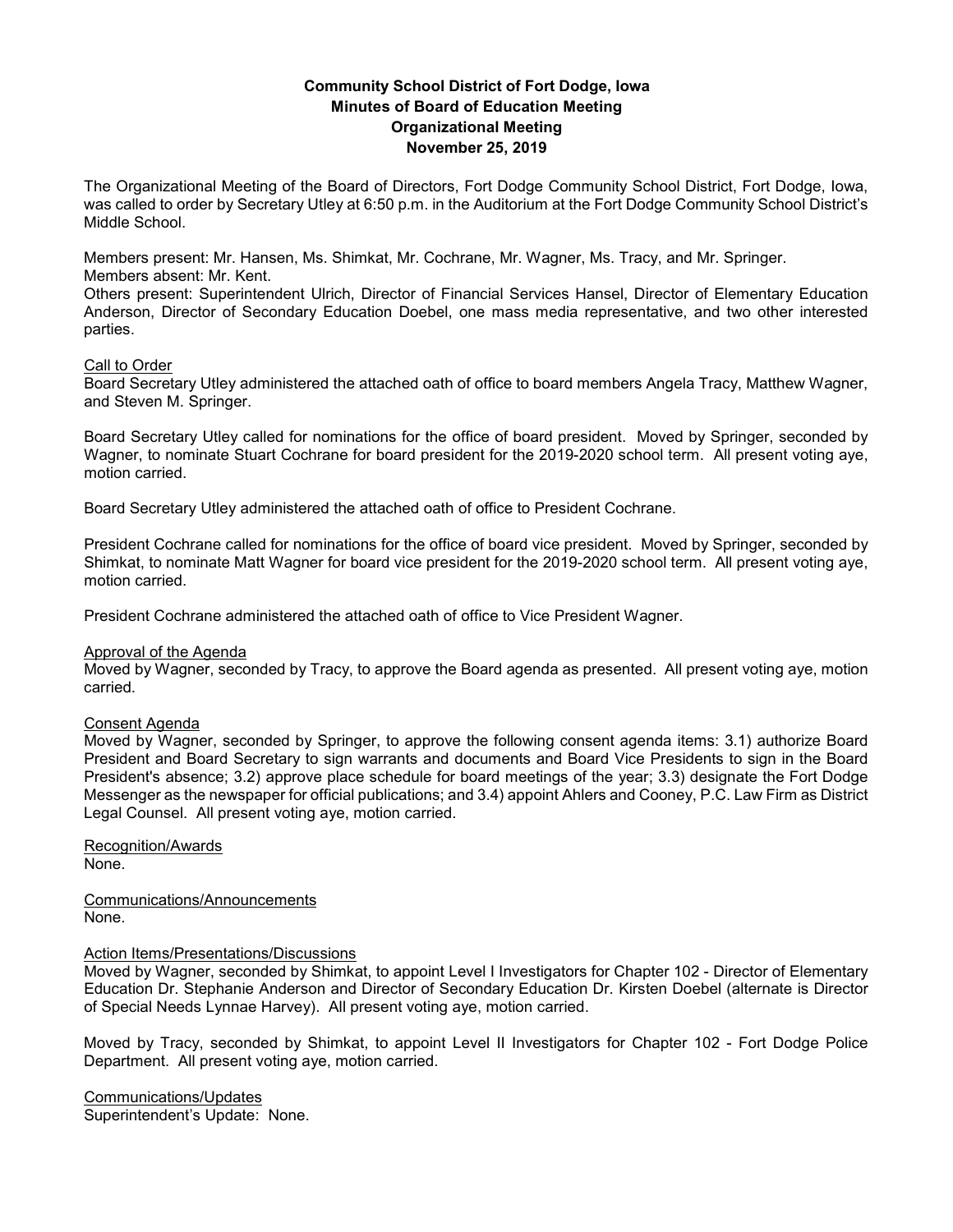**Community School District of Fort Dodge, Iowa**
**Minutes of Board of Education Meeting**
**Organizational Meeting**
**November 25, 2019**

The Organizational Meeting of the Board of Directors, Fort Dodge Community School District, Fort Dodge, Iowa, was called to order by Secretary Utley at 6:50 p.m. in the Auditorium at the Fort Dodge Community School District's Middle School.

Members present: Mr. Hansen, Ms. Shimkat, Mr. Cochrane, Mr. Wagner, Ms. Tracy, and Mr. Springer.
Members absent: Mr. Kent.
Others present: Superintendent Ulrich, Director of Financial Services Hansel, Director of Elementary Education Anderson, Director of Secondary Education Doebel, one mass media representative, and two other interested parties.

Call to Order
Board Secretary Utley administered the attached oath of office to board members Angela Tracy, Matthew Wagner, and Steven M. Springer.

Board Secretary Utley called for nominations for the office of board president. Moved by Springer, seconded by Wagner, to nominate Stuart Cochrane for board president for the 2019-2020 school term. All present voting aye, motion carried.

Board Secretary Utley administered the attached oath of office to President Cochrane.

President Cochrane called for nominations for the office of board vice president. Moved by Springer, seconded by Shimkat, to nominate Matt Wagner for board vice president for the 2019-2020 school term. All present voting aye, motion carried.

President Cochrane administered the attached oath of office to Vice President Wagner.

Approval of the Agenda
Moved by Wagner, seconded by Tracy, to approve the Board agenda as presented. All present voting aye, motion carried.

Consent Agenda
Moved by Wagner, seconded by Springer, to approve the following consent agenda items: 3.1) authorize Board President and Board Secretary to sign warrants and documents and Board Vice Presidents to sign in the Board President's absence; 3.2) approve place schedule for board meetings of the year; 3.3) designate the Fort Dodge Messenger as the newspaper for official publications; and 3.4) appoint Ahlers and Cooney, P.C. Law Firm as District Legal Counsel. All present voting aye, motion carried.

Recognition/Awards
None.

Communications/Announcements
None.

Action Items/Presentations/Discussions
Moved by Wagner, seconded by Shimkat, to appoint Level I Investigators for Chapter 102 - Director of Elementary Education Dr. Stephanie Anderson and Director of Secondary Education Dr. Kirsten Doebel (alternate is Director of Special Needs Lynnae Harvey). All present voting aye, motion carried.

Moved by Tracy, seconded by Shimkat, to appoint Level II Investigators for Chapter 102 - Fort Dodge Police Department. All present voting aye, motion carried.

Communications/Updates
Superintendent's Update: None.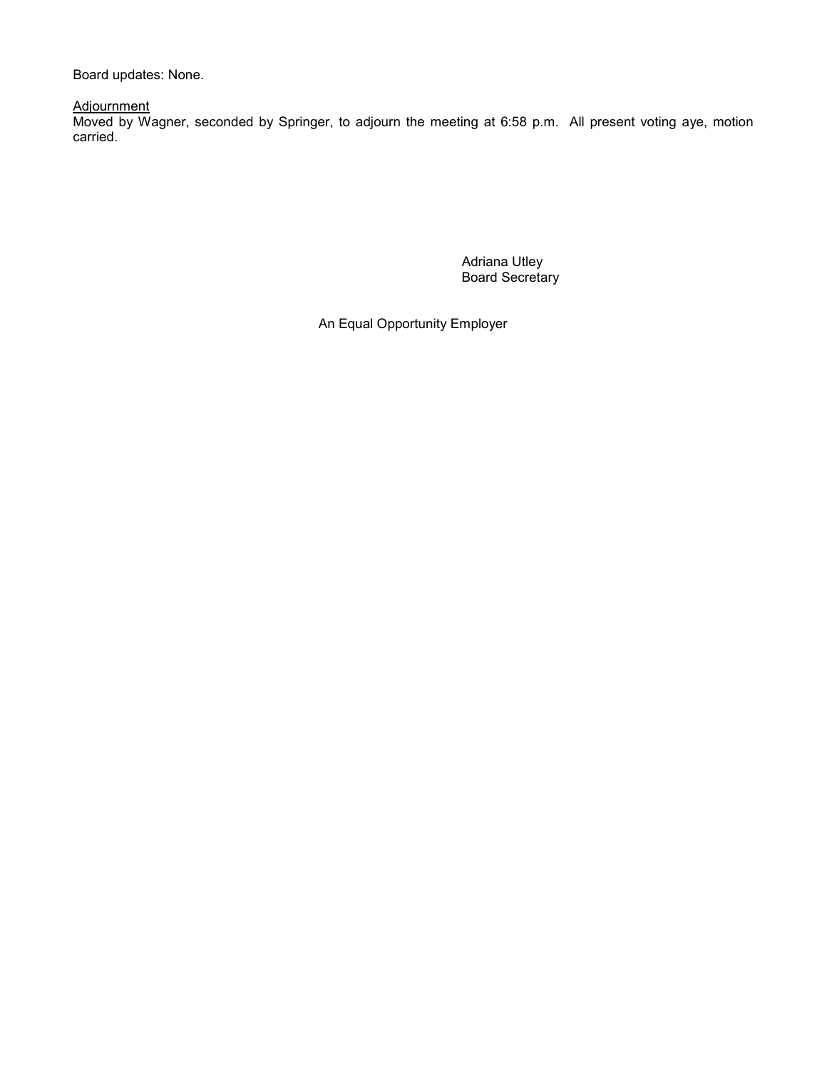Board updates: None.

Adjournment

Moved by Wagner, seconded by Springer, to adjourn the meeting at 6:58 p.m. All present voting aye, motion carried.

Adriana Utley  
Board Secretary

An Equal Opportunity Employer